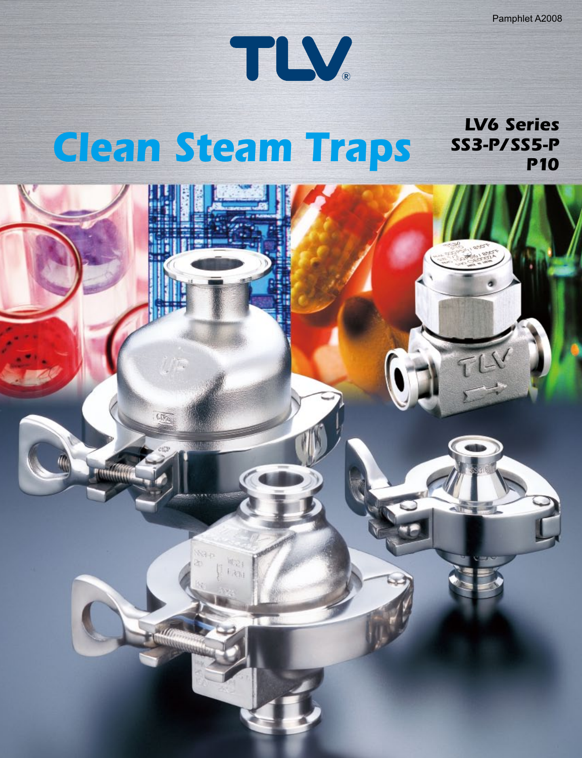Pamphlet A2008

# TLV

# Clean Steam Traps

## LV6 Series
## SS3-P/SS5-P
## P10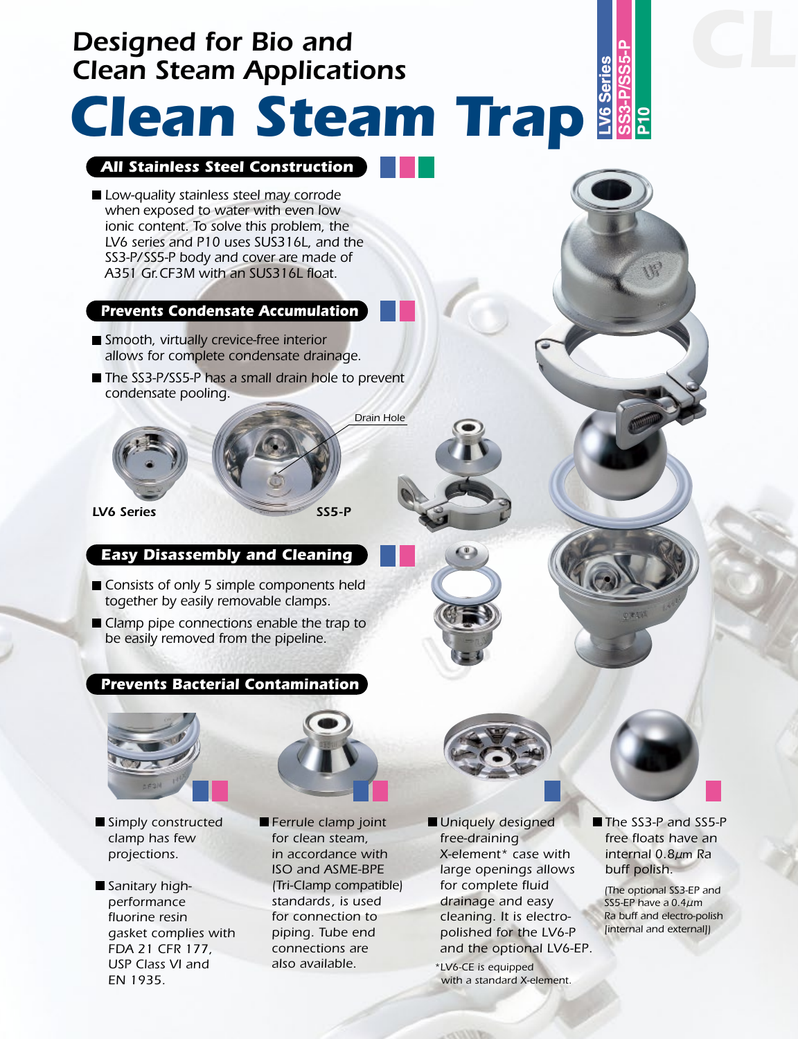# Designed for Bio and Clean Steam Applications

# Clean Steam Trap

LV6 Series | SS3-P/SS5-P | P10

## All Stainless Steel Construction

- Low-quality stainless steel may corrode when exposed to water with even low ionic content. To solve this problem, the LV6 series and P10 uses SUS316L, and the SS3-P/SS5-P body and cover are made of A351 Gr.CF3M with an SUS316L float.

## Prevents Condensate Accumulation

- Smooth, virtually crevice-free interior allows for complete condensate drainage.
- The SS3-P/SS5-P has a small drain hole to prevent condensate pooling.

Drain Hole

**LV6 Series** **SS5-P**

## Easy Disassembly and Cleaning

- Consists of only 5 simple components held together by easily removable clamps.
- Clamp pipe connections enable the trap to be easily removed from the pipeline.

## Prevents Bacterial Contamination

- Simply constructed clamp has few projections.
- Sanitary high-performance fluorine resin gasket complies with FDA 21 CFR 177, USP Class VI and EN 1935.
- Ferrule clamp joint for clean steam, in accordance with ISO and ASME-BPE (Tri-Clamp compatible) standards, is used for connection to piping. Tube end connections are also available.
- Uniquely designed free-draining X-element* case with large openings allows for complete fluid drainage and easy cleaning. It is electro-polished for the LV6-P and the optional LV6-EP.

  *LV6-CE is equipped with a standard X-element.
- The SS3-P and SS5-P free floats have an internal 0.8μm Ra buff polish.

  (The optional SS3-EP and SS5-EP have a 0.4μm Ra buff and electro-polish [internal and external])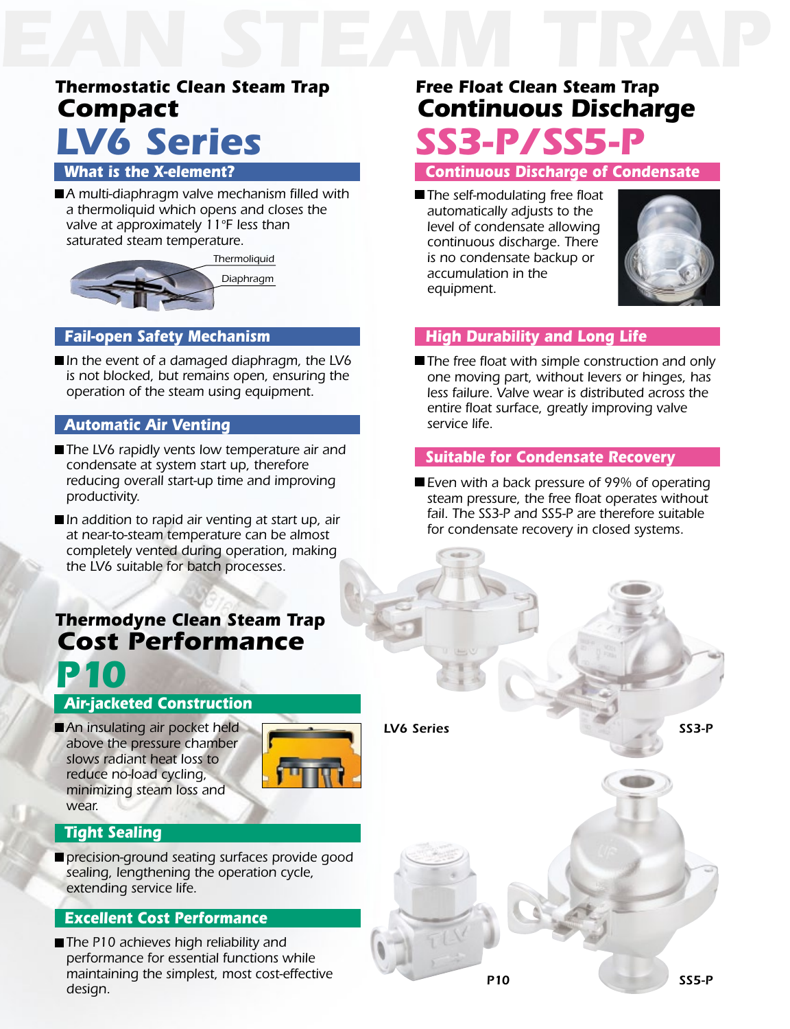## Thermostatic Clean Steam Trap
# Compact
# LV6 Series

### What is the X-element?

- A multi-diaphragm valve mechanism filled with a thermoliquid which opens and closes the valve at approximately 11°F less than saturated steam temperature.

Thermoliquid

Diaphragm

### Fail-open Safety Mechanism

- In the event of a damaged diaphragm, the LV6 is not blocked, but remains open, ensuring the operation of the steam using equipment.

### Automatic Air Venting

- The LV6 rapidly vents low temperature air and condensate at system start up, therefore reducing overall start-up time and improving productivity.
- In addition to rapid air venting at start up, air at near-to-steam temperature can be almost completely vented during operation, making the LV6 suitable for batch processes.

## Thermodyne Clean Steam Trap
# Cost Performance
# P10

### Air-jacketed Construction

- An insulating air pocket held above the pressure chamber slows radiant heat loss to reduce no-load cycling, minimizing steam loss and wear.

### Tight Sealing

- precision-ground seating surfaces provide good sealing, lengthening the operation cycle, extending service life.

### Excellent Cost Performance

- The P10 achieves high reliability and performance for essential functions while maintaining the simplest, most cost-effective design.

## Free Float Clean Steam Trap
# Continuous Discharge
# SS3-P/SS5-P

### Continuous Discharge of Condensate

- The self-modulating free float automatically adjusts to the level of condensate allowing continuous discharge. There is no condensate backup or accumulation in the equipment.

### High Durability and Long Life

- The free float with simple construction and only one moving part, without levers or hinges, has less failure. Valve wear is distributed across the entire float surface, greatly improving valve service life.

### Suitable for Condensate Recovery

- Even with a back pressure of 99% of operating steam pressure, the free float operates without fail. The SS3-P and SS5-P are therefore suitable for condensate recovery in closed systems.

LV6 Series

SS3-P

P10

SS5-P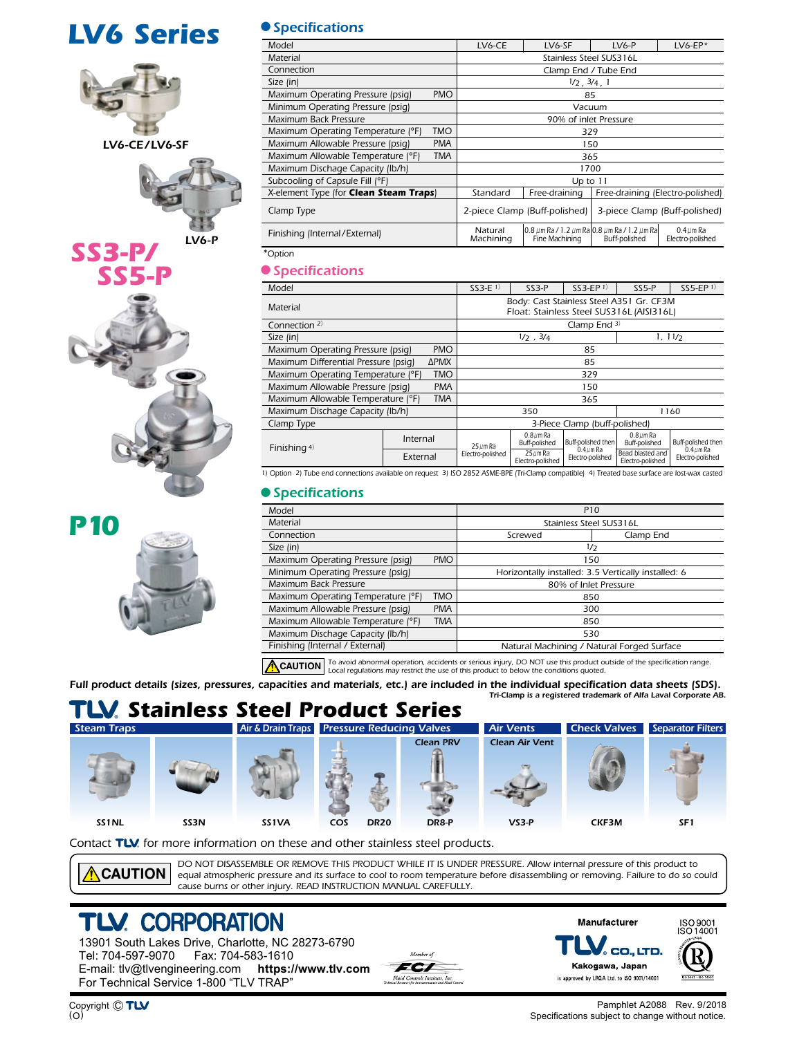# LV6 Series

LV6-CE/LV6-SF

LV6-P

## Specifications

| Model | | LV6-CE | LV6-SF | LV6-P | LV6-EP* |
|---|---|---|---|---|---|
| Material | | Stainless Steel SUS316L | | | |
| Connection | | Clamp End / Tube End | | | |
| Size (in) | | 1/2, 3/4, 1 | | | |
| Maximum Operating Pressure (psig) | PMO | 85 | | | |
| Minimum Operating Pressure (psig) | | Vacuum | | | |
| Maximum Back Pressure | | 90% of inlet Pressure | | | |
| Maximum Operating Temperature (°F) | TMO | 329 | | | |
| Maximum Allowable Pressure (psig) | PMA | 150 | | | |
| Maximum Allowable Temperature (°F) | TMA | 365 | | | |
| Maximum Dischage Capacity (lb/h) | | 1700 | | | |
| Subcooling of Capsule Fill (°F) | | Up to 11 | | | |
| X-element Type (for **Clean Steam Traps**) | | Standard | Free-draining | Free-draining (Electro-polished) | |
| Clamp Type | | 2-piece Clamp (Buff-polished) | | 3-piece Clamp (Buff-polished) | |
| Finishing (Internal/External) | | Natural Machining | 0.8 μm Ra / 1.2 μm Ra Fine Machining | 0.8 μm Ra / 1.2 μm Ra Buff-polished | 0.4 μm Ra Electro-polished |

*Option

# SS3-P/ SS5-P

## Specifications

| Model | | SS3-E [1] | SS3-P | SS3-EP [1] | SS5-P | SS5-EP [1] |
|---|---|---|---|---|---|---|
| Material | | Body: Cast Stainless Steel A351 Gr. CF3M<br>Float: Stainless Steel SUS316L (AISI316L) | | | | |
| Connection [2] | | Clamp End [3] | | | | |
| Size (in) | | 1/2, 3/4 | | | 1, 11/2 | |
| Maximum Operating Pressure (psig) | PMO | 85 | | | | |
| Maximum Differential Pressure (psig) | ΔPMX | 85 | | | | |
| Maximum Operating Temperature (°F) | TMO | 329 | | | | |
| Maximum Allowable Pressure (psig) | PMA | 150 | | | | |
| Maximum Allowable Temperature (°F) | TMA | 365 | | | | |
| Maximum Dischage Capacity (lb/h) | | 350 | | | 1160 | |
| Clamp Type | | 3-Piece Clamp (buff-polished) | | | | |
| Finishing [4] | Internal | 25 μm Ra Electro-polished | 0.8 μm Ra Buff-polished | Buff-polished then 0.4 μm Ra Electro-polished | 0.8 μm Ra Buff-polished | Buff-polished then 0.4 μm Ra Electro-polished |
| | External | | 25 μm Ra Electro-polished | | Bead blasted and Electro-polished | |

1) Option 2) Tube end connections available on request 3) ISO 2852 ASME-BPE (Tri-Clamp compatible) 4) Treated base surface are lost-wax casted

# P10

## Specifications

| Model | | P10 | |
|---|---|---|---|
| Material | | Stainless Steel SUS316L | |
| Connection | | Screwed | Clamp End |
| Size (in) | | 1/2 | |
| Maximum Operating Pressure (psig) | PMO | 150 | |
| Minimum Operating Pressure (psig) | | Horizontally installed: 3.5 Vertically installed: 6 | |
| Maximum Back Pressure | | 80% of Inlet Pressure | |
| Maximum Operating Temperature (°F) | TMO | 850 | |
| Maximum Allowable Pressure (psig) | PMA | 300 | |
| Maximum Allowable Temperature (°F) | TMA | 850 | |
| Maximum Dischage Capacity (lb/h) | | 530 | |
| Finishing (Internal / External) | | Natural Machining / Natural Forged Surface | |

**CAUTION** To avoid abnormal operation, accidents or serious injury, DO NOT use this product outside of the specification range. Local regulations may restrict the use of this product to below the conditions quoted.

**Full product details (sizes, pressures, capacities and materials, etc.) are included in the individual specification data sheets (SDS).**

***Tri-Clamp is a registered trademark of Alfa Laval Corporate AB.***

# TLV Stainless Steel Product Series

- **Steam Traps**: SS1NL, SS3N
- **Air & Drain Traps**: SS1VA
- **Pressure Reducing Valves**: COS, DR20; Clean PRV: DR8-P
- **Air Vents**: Clean Air Vent: VS3-P
- **Check Valves**: CKF3M
- **Separator Filters**: SF1

Contact TLV for more information on these and other stainless steel products.

**CAUTION** DO NOT DISASSEMBLE OR REMOVE THIS PRODUCT WHILE IT IS UNDER PRESSURE. Allow internal pressure of this product to equal atmospheric pressure and its surface to cool to room temperature before disassembling or removing. Failure to do so could cause burns or other injury. READ INSTRUCTION MANUAL CAREFULLY.

**TLV CORPORATION**
13901 South Lakes Drive, Charlotte, NC 28273-6790
Tel: 704-597-9070 Fax: 704-583-1610
E-mail: tlv@tlvengineering.com **https://www.tlv.com**
For Technical Service 1-800 "TLV TRAP"

Member of FCI Fluid Controls Institute, Inc.

Manufacturer
TLV CO., LTD.
Kakogawa, Japan
is approved by LRQA Ltd. to ISO 9001/14001

ISO 9001
ISO 14001

Copyright © TLV (O)

Pamphlet A2088 Rev. 9/2018
Specifications subject to change without notice.